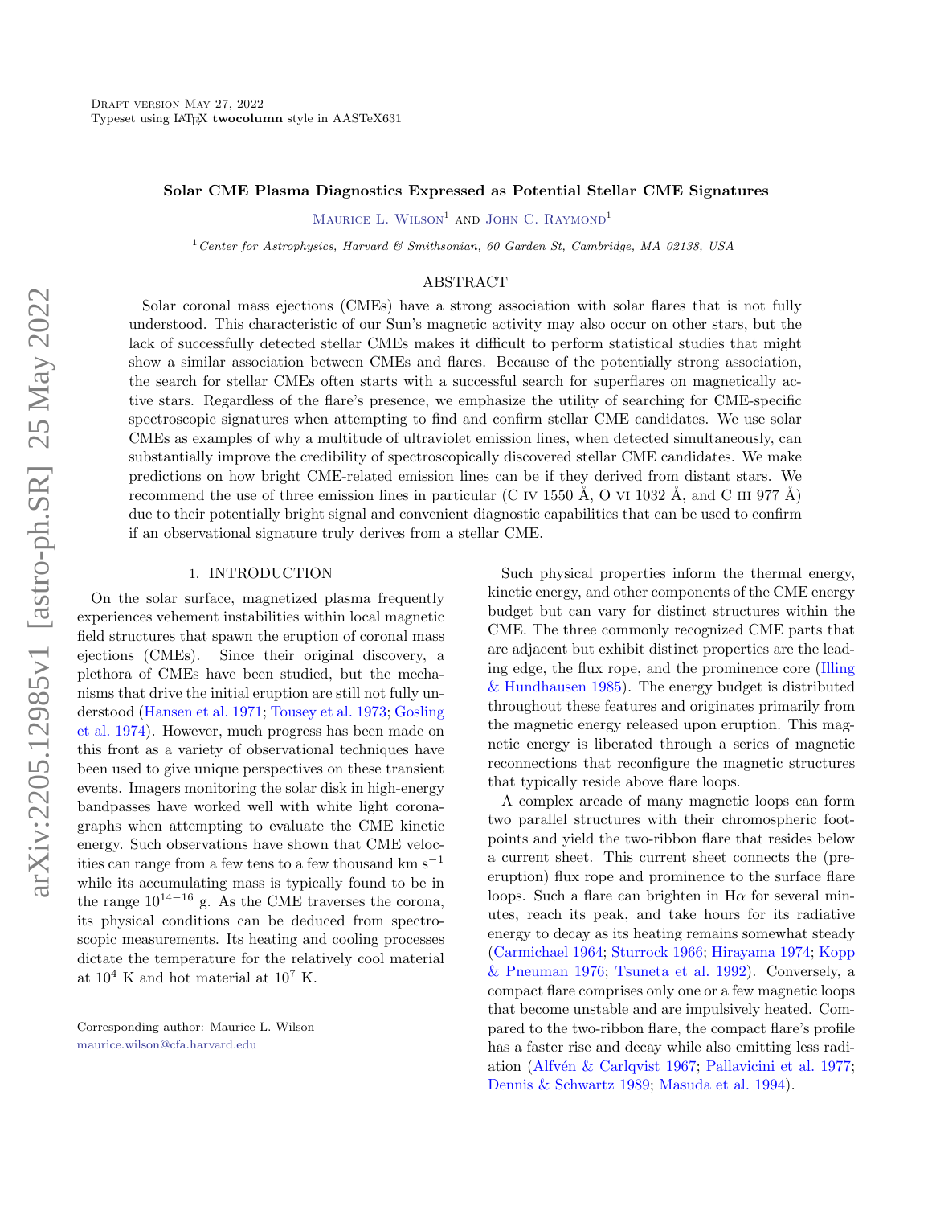Draft version May 27, 2022
Typeset using LaTeX **twocolumn** style in AASTeX631

# Solar CME Plasma Diagnostics Expressed as Potential Stellar CME Signatures

Maurice L. Wilson[1] and John C. Raymond[1]

[1] *Center for Astrophysics, Harvard & Smithsonian, 60 Garden St, Cambridge, MA 02138, USA*

## ABSTRACT

Solar coronal mass ejections (CMEs) have a strong association with solar flares that is not fully understood. This characteristic of our Sun's magnetic activity may also occur on other stars, but the lack of successfully detected stellar CMEs makes it difficult to perform statistical studies that might show a similar association between CMEs and flares. Because of the potentially strong association, the search for stellar CMEs often starts with a successful search for superflares on magnetically active stars. Regardless of the flare's presence, we emphasize the utility of searching for CME-specific spectroscopic signatures when attempting to find and confirm stellar CME candidates. We use solar CMEs as examples of why a multitude of ultraviolet emission lines, when detected simultaneously, can substantially improve the credibility of spectroscopically discovered stellar CME candidates. We make predictions on how bright CME-related emission lines can be if they derived from distant stars. We recommend the use of three emission lines in particular (C IV 1550 Å, O VI 1032 Å, and C III 977 Å) due to their potentially bright signal and convenient diagnostic capabilities that can be used to confirm if an observational signature truly derives from a stellar CME.

## 1. INTRODUCTION

On the solar surface, magnetized plasma frequently experiences vehement instabilities within local magnetic field structures that spawn the eruption of coronal mass ejections (CMEs). Since their original discovery, a plethora of CMEs have been studied, but the mechanisms that drive the initial eruption are still not fully understood (Hansen et al. 1971; Tousey et al. 1973; Gosling et al. 1974). However, much progress has been made on this front as a variety of observational techniques have been used to give unique perspectives on these transient events. Imagers monitoring the solar disk in high-energy bandpasses have worked well with white light coronagraphs when attempting to evaluate the CME kinetic energy. Such observations have shown that CME velocities can range from a few tens to a few thousand km s$^{-1}$ while its accumulating mass is typically found to be in the range $10^{14-16}$ g. As the CME traverses the corona, its physical conditions can be deduced from spectroscopic measurements. Its heating and cooling processes dictate the temperature for the relatively cool material at $10^4$ K and hot material at $10^7$ K.

Such physical properties inform the thermal energy, kinetic energy, and other components of the CME energy budget but can vary for distinct structures within the CME. The three commonly recognized CME parts that are adjacent but exhibit distinct properties are the leading edge, the flux rope, and the prominence core (Illing & Hundhausen 1985). The energy budget is distributed throughout these features and originates primarily from the magnetic energy released upon eruption. This magnetic energy is liberated through a series of magnetic reconnections that reconfigure the magnetic structures that typically reside above flare loops.

A complex arcade of many magnetic loops can form two parallel structures with their chromospheric footpoints and yield the two-ribbon flare that resides below a current sheet. This current sheet connects the (pre-eruption) flux rope and prominence to the surface flare loops. Such a flare can brighten in H$\alpha$ for several minutes, reach its peak, and take hours for its radiative energy to decay as its heating remains somewhat steady (Carmichael 1964; Sturrock 1966; Hirayama 1974; Kopp & Pneuman 1976; Tsuneta et al. 1992). Conversely, a compact flare comprises only one or a few magnetic loops that become unstable and are impulsively heated. Compared to the two-ribbon flare, the compact flare's profile has a faster rise and decay while also emitting less radiation (Alfvén & Carlqvist 1967; Pallavicini et al. 1977; Dennis & Schwartz 1989; Masuda et al. 1994).

Corresponding author: Maurice L. Wilson
maurice.wilson@cfa.harvard.edu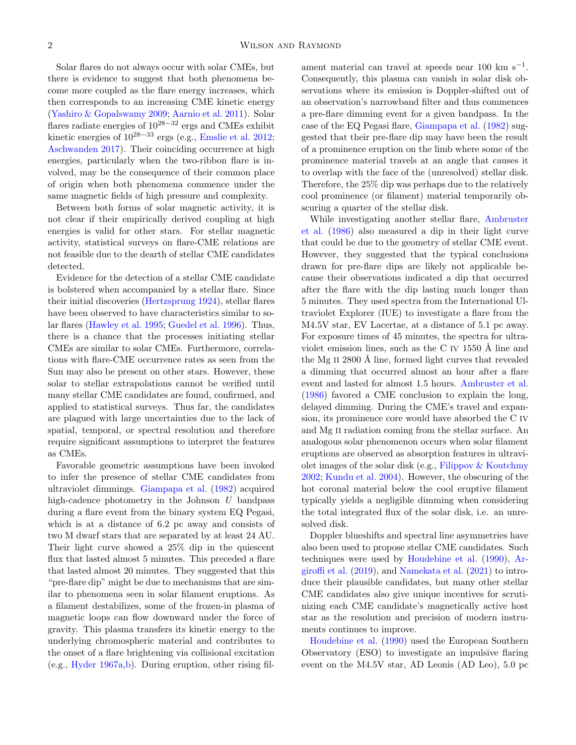Solar flares do not always occur with solar CMEs, but there is evidence to suggest that both phenomena become more coupled as the flare energy increases, which then corresponds to an increasing CME kinetic energy (Yashiro & Gopalswamy 2009; Aarnio et al. 2011). Solar flares radiate energies of $10^{28-32}$ ergs and CMEs exhibit kinetic energies of $10^{28-33}$ ergs (e.g., Emslie et al. 2012; Aschwanden 2017). Their coinciding occurrence at high energies, particularly when the two-ribbon flare is involved, may be the consequence of their common place of origin when both phenomena commence under the same magnetic fields of high pressure and complexity.

Between both forms of solar magnetic activity, it is not clear if their empirically derived coupling at high energies is valid for other stars. For stellar magnetic activity, statistical surveys on flare-CME relations are not feasible due to the dearth of stellar CME candidates detected.

Evidence for the detection of a stellar CME candidate is bolstered when accompanied by a stellar flare. Since their initial discoveries (Hertzsprung 1924), stellar flares have been observed to have characteristics similar to solar flares (Hawley et al. 1995; Guedel et al. 1996). Thus, there is a chance that the processes initiating stellar CMEs are similar to solar CMEs. Furthermore, correlations with flare-CME occurrence rates as seen from the Sun may also be present on other stars. However, these solar to stellar extrapolations cannot be verified until many stellar CME candidates are found, confirmed, and applied to statistical surveys. Thus far, the candidates are plagued with large uncertainties due to the lack of spatial, temporal, or spectral resolution and therefore require significant assumptions to interpret the features as CMEs.

Favorable geometric assumptions have been invoked to infer the presence of stellar CME candidates from ultraviolet dimmings. Giampapa et al. (1982) acquired high-cadence photometry in the Johnson $U$ bandpass during a flare event from the binary system EQ Pegasi, which is at a distance of 6.2 pc away and consists of two M dwarf stars that are separated by at least 24 AU. Their light curve showed a 25% dip in the quiescent flux that lasted almost 5 minutes. This preceded a flare that lasted almost 20 minutes. They suggested that this "pre-flare dip" might be due to mechanisms that are similar to phenomena seen in solar filament eruptions. As a filament destabilizes, some of the frozen-in plasma of magnetic loops can flow downward under the force of gravity. This plasma transfers its kinetic energy to the underlying chromospheric material and contributes to the onset of a flare brightening via collisional excitation (e.g., Hyder 1967a,b). During eruption, other rising filament material can travel at speeds near 100 km s$^{-1}$. Consequently, this plasma can vanish in solar disk observations where its emission is Doppler-shifted out of an observation's narrowband filter and thus commences a pre-flare dimming event for a given bandpass. In the case of the EQ Pegasi flare, Giampapa et al. (1982) suggested that their pre-flare dip may have been the result of a prominence eruption on the limb where some of the prominence material travels at an angle that causes it to overlap with the face of the (unresolved) stellar disk. Therefore, the 25% dip was perhaps due to the relatively cool prominence (or filament) material temporarily obscuring a quarter of the stellar disk.

While investigating another stellar flare, Ambruster et al. (1986) also measured a dip in their light curve that could be due to the geometry of stellar CME event. However, they suggested that the typical conclusions drawn for pre-flare dips are likely not applicable because their observations indicated a dip that occurred after the flare with the dip lasting much longer than 5 minutes. They used spectra from the International Ultraviolet Explorer (IUE) to investigate a flare from the M4.5V star, EV Lacertae, at a distance of 5.1 pc away. For exposure times of 45 minutes, the spectra for ultraviolet emission lines, such as the C IV 1550 Å line and the Mg II 2800 Å line, formed light curves that revealed a dimming that occurred almost an hour after a flare event and lasted for almost 1.5 hours. Ambruster et al. (1986) favored a CME conclusion to explain the long, delayed dimming. During the CME's travel and expansion, its prominence core would have absorbed the C IV and Mg II radiation coming from the stellar surface. An analogous solar phenomenon occurs when solar filament eruptions are observed as absorption features in ultraviolet images of the solar disk (e.g., Filippov & Koutchmy 2002; Kundu et al. 2004). However, the obscuring of the hot coronal material below the cool eruptive filament typically yields a negligible dimming when considering the total integrated flux of the solar disk, i.e. an unresolved disk.

Doppler blueshifts and spectral line asymmetries have also been used to propose stellar CME candidates. Such techniques were used by Houdebine et al. (1990), Argiroffi et al. (2019), and Namekata et al. (2021) to introduce their plausible candidates, but many other stellar CME candidates also give unique incentives for scrutinizing each CME candidate's magnetically active host star as the resolution and precision of modern instruments continues to improve.

Houdebine et al. (1990) used the European Southern Observatory (ESO) to investigate an impulsive flaring event on the M4.5V star, AD Leonis (AD Leo), 5.0 pc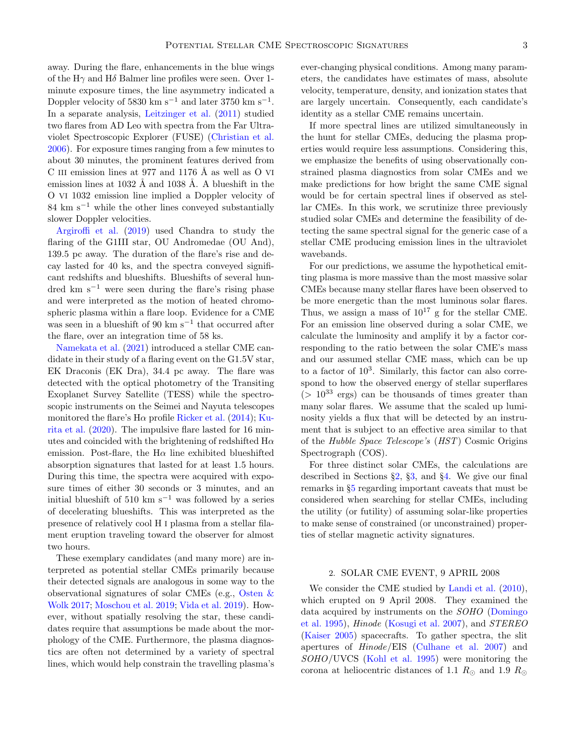away. During the flare, enhancements in the blue wings of the Hγ and Hδ Balmer line profiles were seen. Over 1-minute exposure times, the line asymmetry indicated a Doppler velocity of 5830 km s$^{-1}$ and later 3750 km s$^{-1}$. In a separate analysis, Leitzinger et al. (2011) studied two flares from AD Leo with spectra from the Far Ultraviolet Spectroscopic Explorer (FUSE) (Christian et al. 2006). For exposure times ranging from a few minutes to about 30 minutes, the prominent features derived from C III emission lines at 977 and 1176 Å as well as O VI emission lines at 1032 Å and 1038 Å. A blueshift in the O VI 1032 emission line implied a Doppler velocity of 84 km s$^{-1}$ while the other lines conveyed substantially slower Doppler velocities.

Argiroffi et al. (2019) used Chandra to study the flaring of the G1III star, OU Andromedae (OU And), 139.5 pc away. The duration of the flare's rise and decay lasted for 40 ks, and the spectra conveyed significant redshifts and blueshifts. Blueshifts of several hundred km s$^{-1}$ were seen during the flare's rising phase and were interpreted as the motion of heated chromospheric plasma within a flare loop. Evidence for a CME was seen in a blueshift of 90 km s$^{-1}$ that occurred after the flare, over an integration time of 58 ks.

Namekata et al. (2021) introduced a stellar CME candidate in their study of a flaring event on the G1.5V star, EK Draconis (EK Dra), 34.4 pc away. The flare was detected with the optical photometry of the Transiting Exoplanet Survey Satellite (TESS) while the spectroscopic instruments on the Seimei and Nayuta telescopes monitored the flare's Hα profile Ricker et al. (2014); Kurita et al. (2020). The impulsive flare lasted for 16 minutes and coincided with the brightening of redshifted Hα emission. Post-flare, the Hα line exhibited blueshifted absorption signatures that lasted for at least 1.5 hours. During this time, the spectra were acquired with exposure times of either 30 seconds or 3 minutes, and an initial blueshift of 510 km s$^{-1}$ was followed by a series of decelerating blueshifts. This was interpreted as the presence of relatively cool H I plasma from a stellar filament eruption traveling toward the observer for almost two hours.

These exemplary candidates (and many more) are interpreted as potential stellar CMEs primarily because their detected signals are analogous in some way to the observational signatures of solar CMEs (e.g., Osten & Wolk 2017; Moschou et al. 2019; Vida et al. 2019). However, without spatially resolving the star, these candidates require that assumptions be made about the morphology of the CME. Furthermore, the plasma diagnostics are often not determined by a variety of spectral lines, which would help constrain the travelling plasma's ever-changing physical conditions. Among many parameters, the candidates have estimates of mass, absolute velocity, temperature, density, and ionization states that are largely uncertain. Consequently, each candidate's identity as a stellar CME remains uncertain.

If more spectral lines are utilized simultaneously in the hunt for stellar CMEs, deducing the plasma properties would require less assumptions. Considering this, we emphasize the benefits of using observationally constrained plasma diagnostics from solar CMEs and we make predictions for how bright the same CME signal would be for certain spectral lines if observed as stellar CMEs. In this work, we scrutinize three previously studied solar CMEs and determine the feasibility of detecting the same spectral signal for the generic case of a stellar CME producing emission lines in the ultraviolet wavebands.

For our predictions, we assume the hypothetical emitting plasma is more massive than the most massive solar CMEs because many stellar flares have been observed to be more energetic than the most luminous solar flares. Thus, we assign a mass of $10^{17}$ g for the stellar CME. For an emission line observed during a solar CME, we calculate the luminosity and amplify it by a factor corresponding to the ratio between the solar CME's mass and our assumed stellar CME mass, which can be up to a factor of $10^3$. Similarly, this factor can also correspond to how the observed energy of stellar superflares ($> 10^{33}$ ergs) can be thousands of times greater than many solar flares. We assume that the scaled up luminosity yields a flux that will be detected by an instrument that is subject to an effective area similar to that of the *Hubble Space Telescope's* (*HST*) Cosmic Origins Spectrograph (COS).

For three distinct solar CMEs, the calculations are described in Sections §2, §3, and §4. We give our final remarks in §5 regarding important caveats that must be considered when searching for stellar CMEs, including the utility (or futility) of assuming solar-like properties to make sense of constrained (or unconstrained) properties of stellar magnetic activity signatures.

## 2. SOLAR CME EVENT, 9 APRIL 2008

We consider the CME studied by Landi et al. (2010), which erupted on 9 April 2008. They examined the data acquired by instruments on the *SOHO* (Domingo et al. 1995), *Hinode* (Kosugi et al. 2007), and *STEREO* (Kaiser 2005) spacecrafts. To gather spectra, the slit apertures of *Hinode*/EIS (Culhane et al. 2007) and *SOHO*/UVCS (Kohl et al. 1995) were monitoring the corona at heliocentric distances of 1.1 $R_\odot$ and 1.9 $R_\odot$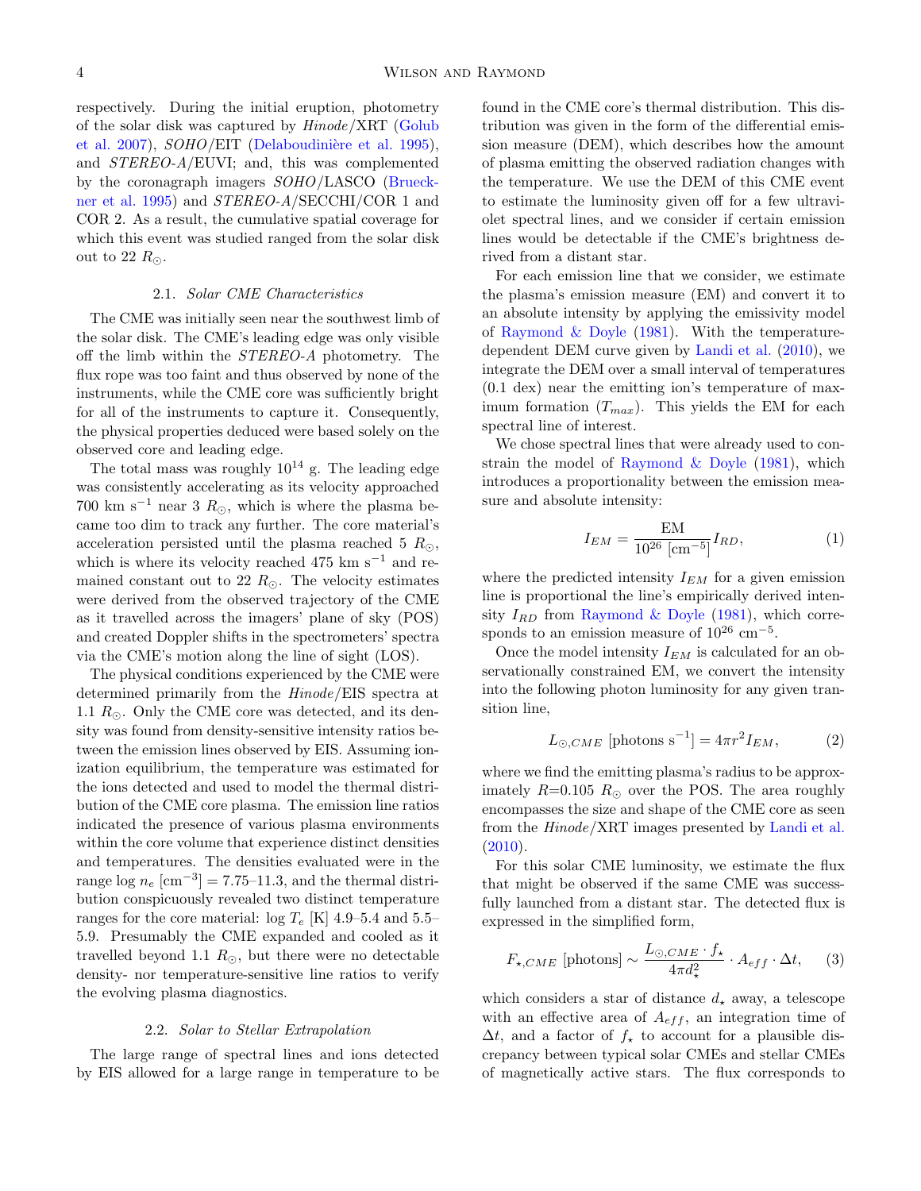respectively. During the initial eruption, photometry of the solar disk was captured by *Hinode*/XRT (Golub et al. 2007), *SOHO*/EIT (Delaboudinière et al. 1995), and *STEREO-A*/EUVI; and, this was complemented by the coronagraph imagers *SOHO*/LASCO (Brueckner et al. 1995) and *STEREO-A*/SECCHI/COR 1 and COR 2. As a result, the cumulative spatial coverage for which this event was studied ranged from the solar disk out to 22 $R_{\odot}$.

### 2.1. *Solar CME Characteristics*

The CME was initially seen near the southwest limb of the solar disk. The CME's leading edge was only visible off the limb within the *STEREO-A* photometry. The flux rope was too faint and thus observed by none of the instruments, while the CME core was sufficiently bright for all of the instruments to capture it. Consequently, the physical properties deduced were based solely on the observed core and leading edge.

The total mass was roughly $10^{14}$ g. The leading edge was consistently accelerating as its velocity approached 700 km s$^{-1}$ near 3 $R_{\odot}$, which is where the plasma became too dim to track any further. The core material's acceleration persisted until the plasma reached 5 $R_{\odot}$, which is where its velocity reached 475 km s$^{-1}$ and remained constant out to 22 $R_{\odot}$. The velocity estimates were derived from the observed trajectory of the CME as it travelled across the imagers' plane of sky (POS) and created Doppler shifts in the spectrometers' spectra via the CME's motion along the line of sight (LOS).

The physical conditions experienced by the CME were determined primarily from the *Hinode*/EIS spectra at 1.1 $R_{\odot}$. Only the CME core was detected, and its density was found from density-sensitive intensity ratios between the emission lines observed by EIS. Assuming ionization equilibrium, the temperature was estimated for the ions detected and used to model the thermal distribution of the CME core plasma. The emission line ratios indicated the presence of various plasma environments within the core volume that experience distinct densities and temperatures. The densities evaluated were in the range $\log n_e$ [cm$^{-3}$] = 7.75–11.3, and the thermal distribution conspicuously revealed two distinct temperature ranges for the core material: $\log T_e$ [K] 4.9–5.4 and 5.5–5.9. Presumably the CME expanded and cooled as it travelled beyond 1.1 $R_{\odot}$, but there were no detectable density- nor temperature-sensitive line ratios to verify the evolving plasma diagnostics.

### 2.2. *Solar to Stellar Extrapolation*

The large range of spectral lines and ions detected by EIS allowed for a large range in temperature to be found in the CME core's thermal distribution. This distribution was given in the form of the differential emission measure (DEM), which describes how the amount of plasma emitting the observed radiation changes with the temperature. We use the DEM of this CME event to estimate the luminosity given off for a few ultraviolet spectral lines, and we consider if certain emission lines would be detectable if the CME's brightness derived from a distant star.

For each emission line that we consider, we estimate the plasma's emission measure (EM) and convert it to an absolute intensity by applying the emissivity model of Raymond & Doyle (1981). With the temperature-dependent DEM curve given by Landi et al. (2010), we integrate the DEM over a small interval of temperatures (0.1 dex) near the emitting ion's temperature of maximum formation ($T_{max}$). This yields the EM for each spectral line of interest.

We chose spectral lines that were already used to constrain the model of Raymond & Doyle (1981), which introduces a proportionality between the emission measure and absolute intensity:

$$I_{EM} = \frac{\text{EM}}{10^{26}\ [\text{cm}^{-5}]} I_{RD}, \tag{1}$$

where the predicted intensity $I_{EM}$ for a given emission line is proportional the line's empirically derived intensity $I_{RD}$ from Raymond & Doyle (1981), which corresponds to an emission measure of $10^{26}$ cm$^{-5}$.

Once the model intensity $I_{EM}$ is calculated for an observationally constrained EM, we convert the intensity into the following photon luminosity for any given transition line,

$$L_{\odot,CME}\ [\text{photons s}^{-1}] = 4\pi r^2 I_{EM}, \tag{2}$$

where we find the emitting plasma's radius to be approximately $R$=0.105 $R_{\odot}$ over the POS. The area roughly encompasses the size and shape of the CME core as seen from the *Hinode*/XRT images presented by Landi et al. (2010).

For this solar CME luminosity, we estimate the flux that might be observed if the same CME was successfully launched from a distant star. The detected flux is expressed in the simplified form,

$$F_{\star,CME}\ [\text{photons}] \sim \frac{L_{\odot,CME} \cdot f_{\star}}{4\pi d_{\star}^2} \cdot A_{eff} \cdot \Delta t, \tag{3}$$

which considers a star of distance $d_{\star}$ away, a telescope with an effective area of $A_{eff}$, an integration time of $\Delta t$, and a factor of $f_{\star}$ to account for a plausible discrepancy between typical solar CMEs and stellar CMEs of magnetically active stars. The flux corresponds to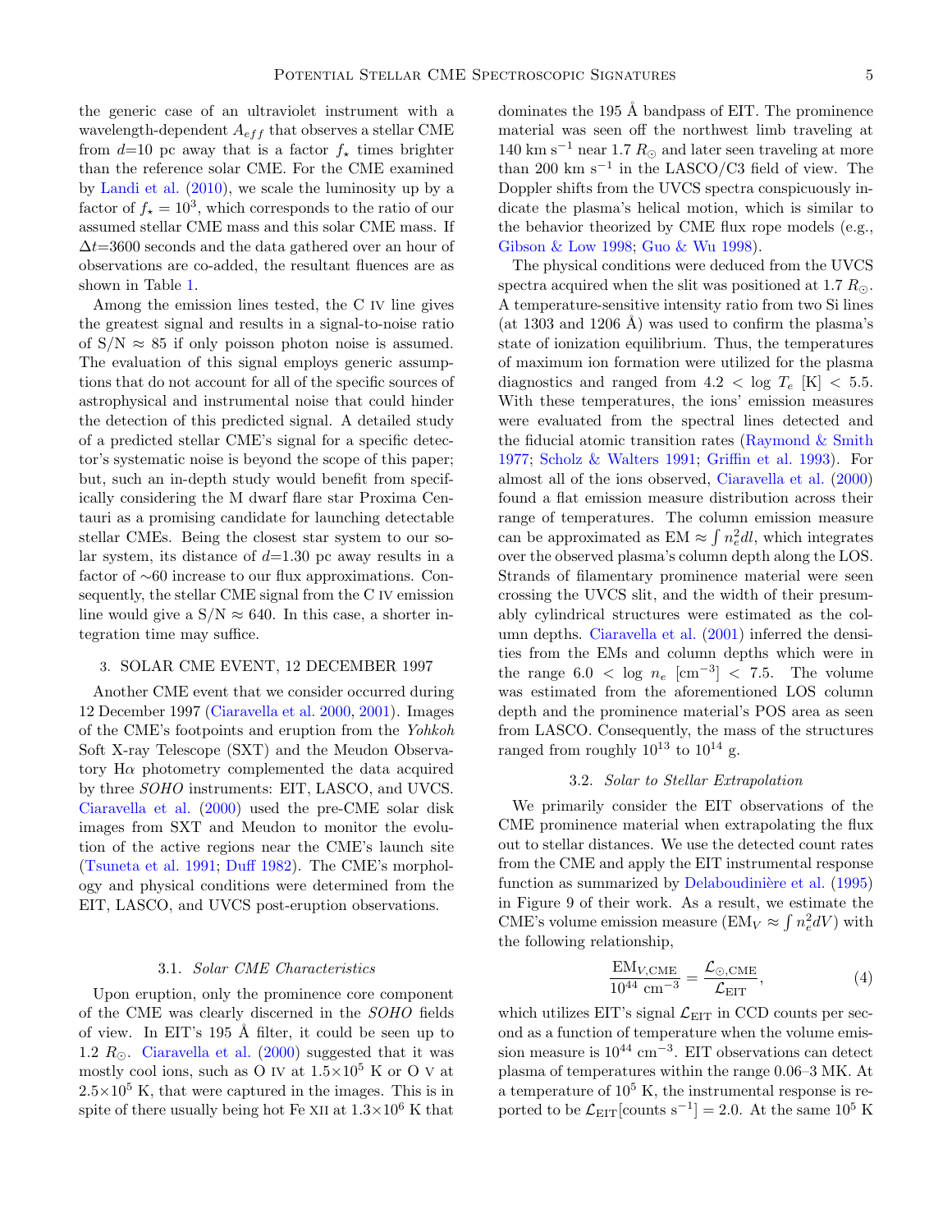the generic case of an ultraviolet instrument with a wavelength-dependent $A_{eff}$ that observes a stellar CME from $d$=10 pc away that is a factor $f_\star$ times brighter than the reference solar CME. For the CME examined by Landi et al. (2010), we scale the luminosity up by a factor of $f_\star = 10^3$, which corresponds to the ratio of our assumed stellar CME mass and this solar CME mass. If $\Delta t$=3600 seconds and the data gathered over an hour of observations are co-added, the resultant fluences are as shown in Table 1.

Among the emission lines tested, the C IV line gives the greatest signal and results in a signal-to-noise ratio of S/N $\approx$ 85 if only poisson photon noise is assumed. The evaluation of this signal employs generic assumptions that do not account for all of the specific sources of astrophysical and instrumental noise that could hinder the detection of this predicted signal. A detailed study of a predicted stellar CME's signal for a specific detector's systematic noise is beyond the scope of this paper; but, such an in-depth study would benefit from specifically considering the M dwarf flare star Proxima Centauri as a promising candidate for launching detectable stellar CMEs. Being the closest star system to our solar system, its distance of $d$=1.30 pc away results in a factor of ∼60 increase to our flux approximations. Consequently, the stellar CME signal from the C IV emission line would give a S/N $\approx$ 640. In this case, a shorter integration time may suffice.

## 3. SOLAR CME EVENT, 12 DECEMBER 1997

Another CME event that we consider occurred during 12 December 1997 (Ciaravella et al. 2000, 2001). Images of the CME's footpoints and eruption from the *Yohkoh* Soft X-ray Telescope (SXT) and the Meudon Observatory H$\alpha$ photometry complemented the data acquired by three *SOHO* instruments: EIT, LASCO, and UVCS. Ciaravella et al. (2000) used the pre-CME solar disk images from SXT and Meudon to monitor the evolution of the active regions near the CME's launch site (Tsuneta et al. 1991; Duff 1982). The CME's morphology and physical conditions were determined from the EIT, LASCO, and UVCS post-eruption observations.

### 3.1. *Solar CME Characteristics*

Upon eruption, only the prominence core component of the CME was clearly discerned in the *SOHO* fields of view. In EIT's 195 Å filter, it could be seen up to 1.2 $R_\odot$. Ciaravella et al. (2000) suggested that it was mostly cool ions, such as O IV at $1.5{\times}10^5$ K or O V at $2.5{\times}10^5$ K, that were captured in the images. This is in spite of there usually being hot Fe XII at $1.3{\times}10^6$ K that dominates the 195 Å bandpass of EIT. The prominence material was seen off the northwest limb traveling at 140 km s$^{-1}$ near 1.7 $R_\odot$ and later seen traveling at more than 200 km s$^{-1}$ in the LASCO/C3 field of view. The Doppler shifts from the UVCS spectra conspicuously indicate the plasma's helical motion, which is similar to the behavior theorized by CME flux rope models (e.g., Gibson & Low 1998; Guo & Wu 1998).

The physical conditions were deduced from the UVCS spectra acquired when the slit was positioned at 1.7 $R_\odot$. A temperature-sensitive intensity ratio from two Si lines (at 1303 and 1206 Å) was used to confirm the plasma's state of ionization equilibrium. Thus, the temperatures of maximum ion formation were utilized for the plasma diagnostics and ranged from $4.2 < \log T_e$ [K] $< 5.5$. With these temperatures, the ions' emission measures were evaluated from the spectral lines detected and the fiducial atomic transition rates (Raymond & Smith 1977; Scholz & Walters 1991; Griffin et al. 1993). For almost all of the ions observed, Ciaravella et al. (2000) found a flat emission measure distribution across their range of temperatures. The column emission measure can be approximated as EM $\approx \int n_e^2 dl$, which integrates over the observed plasma's column depth along the LOS. Strands of filamentary prominence material were seen crossing the UVCS slit, and the width of their presumably cylindrical structures were estimated as the column depths. Ciaravella et al. (2001) inferred the densities from the EMs and column depths which were in the range $6.0 < \log n_e$ [cm$^{-3}$] $< 7.5$. The volume was estimated from the aforementioned LOS column depth and the prominence material's POS area as seen from LASCO. Consequently, the mass of the structures ranged from roughly $10^{13}$ to $10^{14}$ g.

### 3.2. *Solar to Stellar Extrapolation*

We primarily consider the EIT observations of the CME prominence material when extrapolating the flux out to stellar distances. We use the detected count rates from the CME and apply the EIT instrumental response function as summarized by Delaboudinière et al. (1995) in Figure 9 of their work. As a result, we estimate the CME's volume emission measure (EM$_V \approx \int n_e^2 dV$) with the following relationship,

$$\frac{\mathrm{EM}_{V,\mathrm{CME}}}{10^{44}\ \mathrm{cm}^{-3}} = \frac{\mathcal{L}_{\odot,\mathrm{CME}}}{\mathcal{L}_{\mathrm{EIT}}}, \tag{4}$$

which utilizes EIT's signal $\mathcal{L}_{\mathrm{EIT}}$ in CCD counts per second as a function of temperature when the volume emission measure is $10^{44}$ cm$^{-3}$. EIT observations can detect plasma of temperatures within the range 0.06–3 MK. At a temperature of $10^5$ K, the instrumental response is reported to be $\mathcal{L}_{\mathrm{EIT}}[\mathrm{counts\ s}^{-1}] = 2.0$. At the same $10^5$ K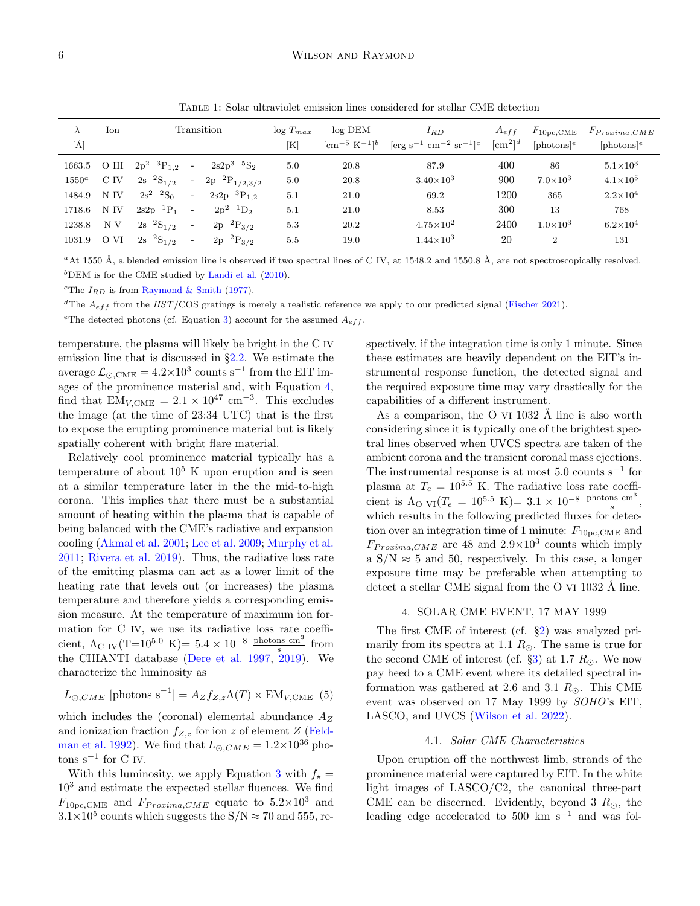Table 1: Solar ultraviolet emission lines considered for stellar CME detection

| $\lambda$ [Å] | Ion | Transition | log $T_{max}$ [K] | log DEM [$cm^{-5}$ $K^{-1}$][b] | $I_{RD}$ [erg $s^{-1}$ $cm^{-2}$ $sr^{-1}$][c] | $A_{eff}$ [$cm^2$][d] | $F_{10pc,CME}$ [photons][e] | $F_{Proxima,CME}$ [photons][e] |
|---|---|---|---|---|---|---|---|---|
| 1663.5 | O III | $2p^2\ ^3P_{1,2}$ - $2s2p^3\ ^5S_2$ | 5.0 | 20.8 | 87.9 | 400 | 86 | $5.1\times10^3$ |
| 1550[a] | C IV | $2s\ ^2S_{1/2}$ - $2p\ ^2P_{1/2,3/2}$ | 5.0 | 20.8 | $3.40\times10^3$ | 900 | $7.0\times10^3$ | $4.1\times10^5$ |
| 1484.9 | N IV | $2s^2\ ^2S_0$ - $2s2p\ ^3P_{1,2}$ | 5.1 | 21.0 | 69.2 | 1200 | 365 | $2.2\times10^4$ |
| 1718.6 | N IV | $2s2p\ ^1P_1$ - $2p^2\ ^1D_2$ | 5.1 | 21.0 | 8.53 | 300 | 13 | 768 |
| 1238.8 | N V | $2s\ ^2S_{1/2}$ - $2p\ ^2P_{3/2}$ | 5.3 | 20.2 | $4.75\times10^2$ | 2400 | $1.0\times10^3$ | $6.2\times10^4$ |
| 1031.9 | O VI | $2s\ ^2S_{1/2}$ - $2p\ ^2P_{3/2}$ | 5.5 | 19.0 | $1.44\times10^3$ | 20 | 2 | 131 |

[a] At 1550 Å, a blended emission line is observed if two spectral lines of C IV, at 1548.2 and 1550.8 Å, are not spectroscopically resolved.

[b] DEM is for the CME studied by Landi et al. (2010).

[c] The $I_{RD}$ is from Raymond & Smith (1977).

[d] The $A_{eff}$ from the *HST*/COS gratings is merely a realistic reference we apply to our predicted signal (Fischer 2021).

[e] The detected photons (cf. Equation 3) account for the assumed $A_{eff}$.

temperature, the plasma will likely be bright in the C IV emission line that is discussed in §2.2. We estimate the average $\mathcal{L}_{\odot,\mathrm{CME}} = 4.2\times10^3$ counts $s^{-1}$ from the EIT images of the prominence material and, with Equation 4, find that $\mathrm{EM}_{V,\mathrm{CME}} = 2.1\times10^{47}$ $cm^{-3}$. This excludes the image (at the time of 23:34 UTC) that is the first to expose the erupting prominence material but is likely spatially coherent with bright flare material.

Relatively cool prominence material typically has a temperature of about $10^5$ K upon eruption and is seen at a similar temperature later in the the mid-to-high corona. This implies that there must be a substantial amount of heating within the plasma that is capable of being balanced with the CME's radiative and expansion cooling (Akmal et al. 2001; Lee et al. 2009; Murphy et al. 2011; Rivera et al. 2019). Thus, the radiative loss rate of the emitting plasma can act as a lower limit of the heating rate that levels out (or increases) the plasma temperature and therefore yields a corresponding emission measure. At the temperature of maximum ion formation for C IV, we use its radiative loss rate coefficient, $\Lambda_{\mathrm{C\ IV}}(\mathrm{T}=10^{5.0}\ \mathrm{K}) = 5.4\times10^{-8}\ \frac{\mathrm{photons\ cm}^3}{s}$ from the CHIANTI database (Dere et al. 1997, 2019). We characterize the luminosity as

$$L_{\odot,CME}\ [\mathrm{photons\ s}^{-1}] = A_Z f_{Z,z} \Lambda(T) \times \mathrm{EM}_{V,\mathrm{CME}} \quad (5)$$

which includes the (coronal) elemental abundance $A_Z$ and ionization fraction $f_{Z,z}$ for ion $z$ of element $Z$ (Feldman et al. 1992). We find that $L_{\odot,CME} = 1.2\times10^{36}$ photons $s^{-1}$ for C IV.

With this luminosity, we apply Equation 3 with $f_\star = 10^3$ and estimate the expected stellar fluences. We find $F_{10\mathrm{pc,CME}}$ and $F_{Proxima,CME}$ equate to $5.2\times10^3$ and $3.1\times10^5$ counts which suggests the S/N ≈ 70 and 555, respectively, if the integration time is only 1 minute. Since these estimates are heavily dependent on the EIT's instrumental response function, the detected signal and the required exposure time may vary drastically for the capabilities of a different instrument.

As a comparison, the O VI 1032 Å line is also worth considering since it is typically one of the brightest spectral lines observed when UVCS spectra are taken of the ambient corona and the transient coronal mass ejections. The instrumental response is at most 5.0 counts $s^{-1}$ for plasma at $T_e = 10^{5.5}$ K. The radiative loss rate coefficient is $\Lambda_{\mathrm{O\ VI}}(T_e = 10^{5.5}\ \mathrm{K}) = 3.1\times10^{-8}\ \frac{\mathrm{photons\ cm}^3}{s}$, which results in the following predicted fluxes for detection over an integration time of 1 minute: $F_{10\mathrm{pc,CME}}$ and $F_{Proxima,CME}$ are 48 and $2.9\times10^3$ counts which imply a S/N ≈ 5 and 50, respectively. In this case, a longer exposure time may be preferable when attempting to detect a stellar CME signal from the O VI 1032 Å line.

## 4. SOLAR CME EVENT, 17 MAY 1999

The first CME of interest (cf. §2) was analyzed primarily from its spectra at 1.1 $R_\odot$. The same is true for the second CME of interest (cf. §3) at 1.7 $R_\odot$. We now pay heed to a CME event where its detailed spectral information was gathered at 2.6 and 3.1 $R_\odot$. This CME event was observed on 17 May 1999 by *SOHO*'s EIT, LASCO, and UVCS (Wilson et al. 2022).

### 4.1. *Solar CME Characteristics*

Upon eruption off the northwest limb, strands of the prominence material were captured by EIT. In the white light images of LASCO/C2, the canonical three-part CME can be discerned. Evidently, beyond 3 $R_\odot$, the leading edge accelerated to 500 km $s^{-1}$ and was fol-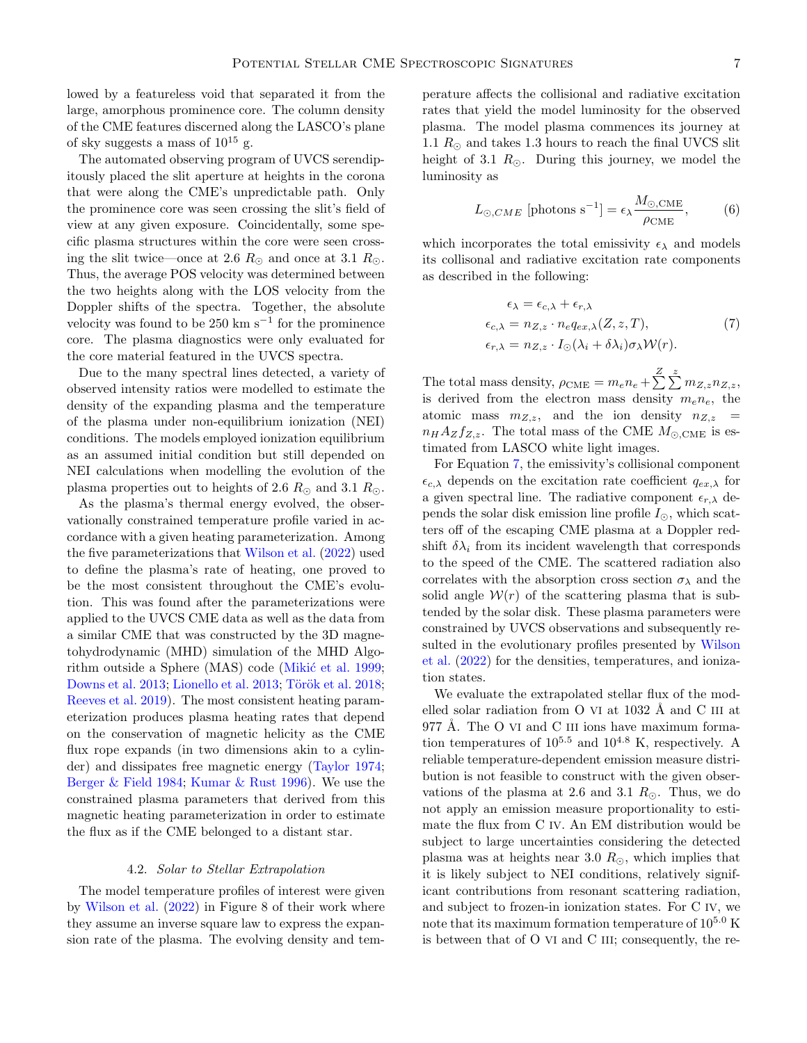lowed by a featureless void that separated it from the large, amorphous prominence core. The column density of the CME features discerned along the LASCO's plane of sky suggests a mass of $10^{15}$ g.

The automated observing program of UVCS serendipitously placed the slit aperture at heights in the corona that were along the CME's unpredictable path. Only the prominence core was seen crossing the slit's field of view at any given exposure. Coincidentally, some specific plasma structures within the core were seen crossing the slit twice—once at 2.6 $R_\odot$ and once at 3.1 $R_\odot$. Thus, the average POS velocity was determined between the two heights along with the LOS velocity from the Doppler shifts of the spectra. Together, the absolute velocity was found to be 250 km s$^{-1}$ for the prominence core. The plasma diagnostics were only evaluated for the core material featured in the UVCS spectra.

Due to the many spectral lines detected, a variety of observed intensity ratios were modelled to estimate the density of the expanding plasma and the temperature of the plasma under non-equilibrium ionization (NEI) conditions. The models employed ionization equilibrium as an assumed initial condition but still depended on NEI calculations when modelling the evolution of the plasma properties out to heights of 2.6 $R_\odot$ and 3.1 $R_\odot$.

As the plasma's thermal energy evolved, the observationally constrained temperature profile varied in accordance with a given heating parameterization. Among the five parameterizations that Wilson et al. (2022) used to define the plasma's rate of heating, one proved to be the most consistent throughout the CME's evolution. This was found after the parameterizations were applied to the UVCS CME data as well as the data from a similar CME that was constructed by the 3D magnetohydrodynamic (MHD) simulation of the MHD Algorithm outside a Sphere (MAS) code (Mikić et al. 1999; Downs et al. 2013; Lionello et al. 2013; Török et al. 2018; Reeves et al. 2019). The most consistent heating parameterization produces plasma heating rates that depend on the conservation of magnetic helicity as the CME flux rope expands (in two dimensions akin to a cylinder) and dissipates free magnetic energy (Taylor 1974; Berger & Field 1984; Kumar & Rust 1996). We use the constrained plasma parameters that derived from this magnetic heating parameterization in order to estimate the flux as if the CME belonged to a distant star.

### 4.2. *Solar to Stellar Extrapolation*

The model temperature profiles of interest were given by Wilson et al. (2022) in Figure 8 of their work where they assume an inverse square law to express the expansion rate of the plasma. The evolving density and temperature affects the collisional and radiative excitation rates that yield the model luminosity for the observed plasma. The model plasma commences its journey at 1.1 $R_\odot$ and takes 1.3 hours to reach the final UVCS slit height of 3.1 $R_\odot$. During this journey, we model the luminosity as

$$L_{\odot,CME}\ [\text{photons s}^{-1}] = \epsilon_\lambda \frac{M_{\odot,\text{CME}}}{\rho_{\text{CME}}}, \tag{6}$$

which incorporates the total emissivity $\epsilon_\lambda$ and models its collisonal and radiative excitation rate components as described in the following:

$$\begin{aligned}
\epsilon_\lambda &= \epsilon_{c,\lambda} + \epsilon_{r,\lambda} \\
\epsilon_{c,\lambda} &= n_{Z,z} \cdot n_e q_{ex,\lambda}(Z, z, T), \\
\epsilon_{r,\lambda} &= n_{Z,z} \cdot I_\odot(\lambda_i + \delta\lambda_i)\sigma_\lambda \mathcal{W}(r).
\end{aligned} \tag{7}$$

The total mass density, $\rho_{\text{CME}} = m_e n_e + \sum^{Z}\sum^{z} m_{Z,z} n_{Z,z}$, is derived from the electron mass density $m_e n_e$, the atomic mass $m_{Z,z}$, and the ion density $n_{Z,z} = n_H A_Z f_{Z,z}$. The total mass of the CME $M_{\odot,\text{CME}}$ is estimated from LASCO white light images.

For Equation 7, the emissivity's collisional component $\epsilon_{c,\lambda}$ depends on the excitation rate coefficient $q_{ex,\lambda}$ for a given spectral line. The radiative component $\epsilon_{r,\lambda}$ depends the solar disk emission line profile $I_\odot$, which scatters off of the escaping CME plasma at a Doppler redshift $\delta\lambda_i$ from its incident wavelength that corresponds to the speed of the CME. The scattered radiation also correlates with the absorption cross section $\sigma_\lambda$ and the solid angle $\mathcal{W}(r)$ of the scattering plasma that is subtended by the solar disk. These plasma parameters were constrained by UVCS observations and subsequently resulted in the evolutionary profiles presented by Wilson et al. (2022) for the densities, temperatures, and ionization states.

We evaluate the extrapolated stellar flux of the modelled solar radiation from O VI at 1032 Å and C III at 977 Å. The O VI and C III ions have maximum formation temperatures of $10^{5.5}$ and $10^{4.8}$ K, respectively. A reliable temperature-dependent emission measure distribution is not feasible to construct with the given observations of the plasma at 2.6 and 3.1 $R_\odot$. Thus, we do not apply an emission measure proportionality to estimate the flux from C IV. An EM distribution would be subject to large uncertainties considering the detected plasma was at heights near 3.0 $R_\odot$, which implies that it is likely subject to NEI conditions, relatively significant contributions from resonant scattering radiation, and subject to frozen-in ionization states. For C IV, we note that its maximum formation temperature of $10^{5.0}$ K is between that of O VI and C III; consequently, the re-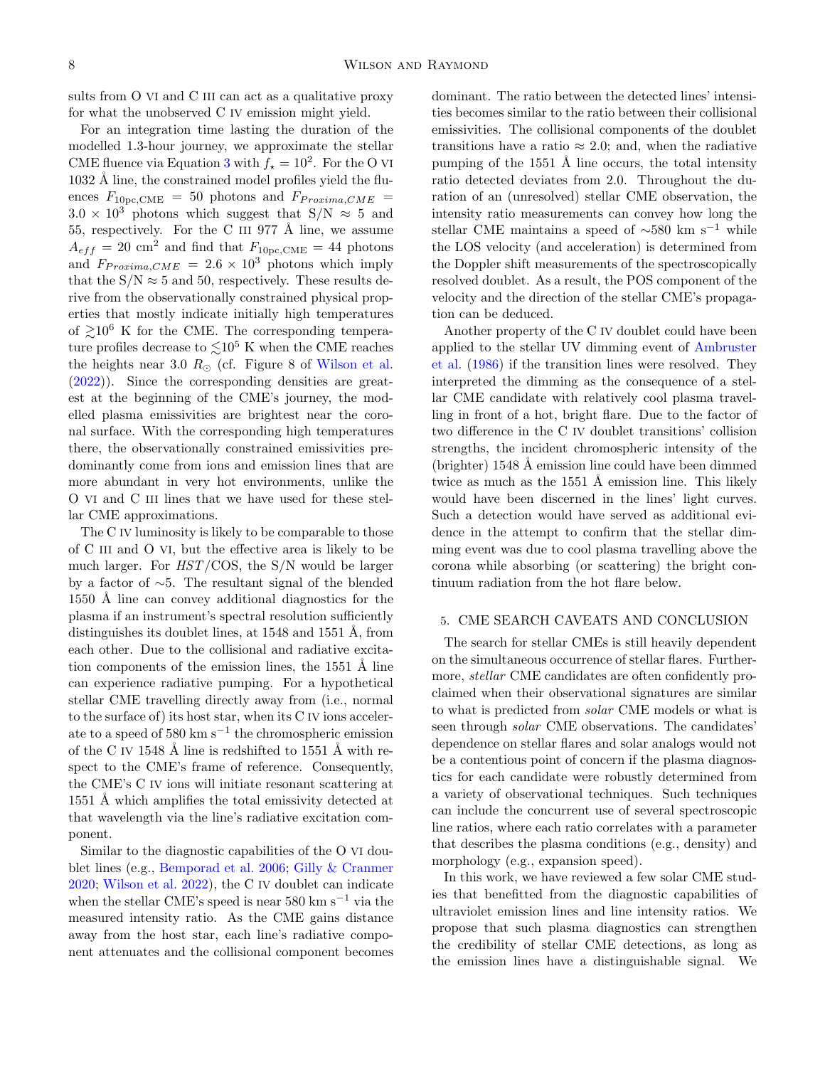sults from O VI and C III can act as a qualitative proxy for what the unobserved C IV emission might yield.

For an integration time lasting the duration of the modelled 1.3-hour journey, we approximate the stellar CME fluence via Equation 3 with $f_\star = 10^2$. For the O VI 1032 Å line, the constrained model profiles yield the fluences $F_{10\text{pc,CME}} = 50$ photons and $F_{Proxima,CME} = 3.0 \times 10^3$ photons which suggest that S/N $\approx$ 5 and 55, respectively. For the C III 977 Å line, we assume $A_{eff} = 20$ cm$^2$ and find that $F_{10\text{pc,CME}} = 44$ photons and $F_{Proxima,CME} = 2.6 \times 10^3$ photons which imply that the S/N $\approx$ 5 and 50, respectively. These results derive from the observationally constrained physical properties that mostly indicate initially high temperatures of $\gtrsim 10^6$ K for the CME. The corresponding temperature profiles decrease to $\lesssim 10^5$ K when the CME reaches the heights near 3.0 $R_\odot$ (cf. Figure 8 of Wilson et al. (2022)). Since the corresponding densities are greatest at the beginning of the CME's journey, the modelled plasma emissivities are brightest near the coronal surface. With the corresponding high temperatures there, the observationally constrained emissivities predominantly come from ions and emission lines that are more abundant in very hot environments, unlike the O VI and C III lines that we have used for these stellar CME approximations.

The C IV luminosity is likely to be comparable to those of C III and O VI, but the effective area is likely to be much larger. For *HST*/COS, the S/N would be larger by a factor of ∼5. The resultant signal of the blended 1550 Å line can convey additional diagnostics for the plasma if an instrument's spectral resolution sufficiently distinguishes its doublet lines, at 1548 and 1551 Å, from each other. Due to the collisional and radiative excitation components of the emission lines, the 1551 Å line can experience radiative pumping. For a hypothetical stellar CME travelling directly away from (i.e., normal to the surface of) its host star, when its C IV ions accelerate to a speed of 580 km s$^{-1}$ the chromospheric emission of the C IV 1548 Å line is redshifted to 1551 Å with respect to the CME's frame of reference. Consequently, the CME's C IV ions will initiate resonant scattering at 1551 Å which amplifies the total emissivity detected at that wavelength via the line's radiative excitation component.

Similar to the diagnostic capabilities of the O VI doublet lines (e.g., Bemporad et al. 2006; Gilly & Cranmer 2020; Wilson et al. 2022), the C IV doublet can indicate when the stellar CME's speed is near 580 km s$^{-1}$ via the measured intensity ratio. As the CME gains distance away from the host star, each line's radiative component attenuates and the collisional component becomes dominant. The ratio between the detected lines' intensities becomes similar to the ratio between their collisional emissivities. The collisional components of the doublet transitions have a ratio $\approx$ 2.0; and, when the radiative pumping of the 1551 Å line occurs, the total intensity ratio detected deviates from 2.0. Throughout the duration of an (unresolved) stellar CME observation, the intensity ratio measurements can convey how long the stellar CME maintains a speed of ∼580 km s$^{-1}$ while the LOS velocity (and acceleration) is determined from the Doppler shift measurements of the spectroscopically resolved doublet. As a result, the POS component of the velocity and the direction of the stellar CME's propagation can be deduced.

Another property of the C IV doublet could have been applied to the stellar UV dimming event of Ambruster et al. (1986) if the transition lines were resolved. They interpreted the dimming as the consequence of a stellar CME candidate with relatively cool plasma travelling in front of a hot, bright flare. Due to the factor of two difference in the C IV doublet transitions' collision strengths, the incident chromospheric intensity of the (brighter) 1548 Å emission line could have been dimmed twice as much as the 1551 Å emission line. This likely would have been discerned in the lines' light curves. Such a detection would have served as additional evidence in the attempt to confirm that the stellar dimming event was due to cool plasma travelling above the corona while absorbing (or scattering) the bright continuum radiation from the hot flare below.

## 5. CME SEARCH CAVEATS AND CONCLUSION

The search for stellar CMEs is still heavily dependent on the simultaneous occurrence of stellar flares. Furthermore, *stellar* CME candidates are often confidently proclaimed when their observational signatures are similar to what is predicted from *solar* CME models or what is seen through *solar* CME observations. The candidates' dependence on stellar flares and solar analogs would not be a contentious point of concern if the plasma diagnostics for each candidate were robustly determined from a variety of observational techniques. Such techniques can include the concurrent use of several spectroscopic line ratios, where each ratio correlates with a parameter that describes the plasma conditions (e.g., density) and morphology (e.g., expansion speed).

In this work, we have reviewed a few solar CME studies that benefitted from the diagnostic capabilities of ultraviolet emission lines and line intensity ratios. We propose that such plasma diagnostics can strengthen the credibility of stellar CME detections, as long as the emission lines have a distinguishable signal. We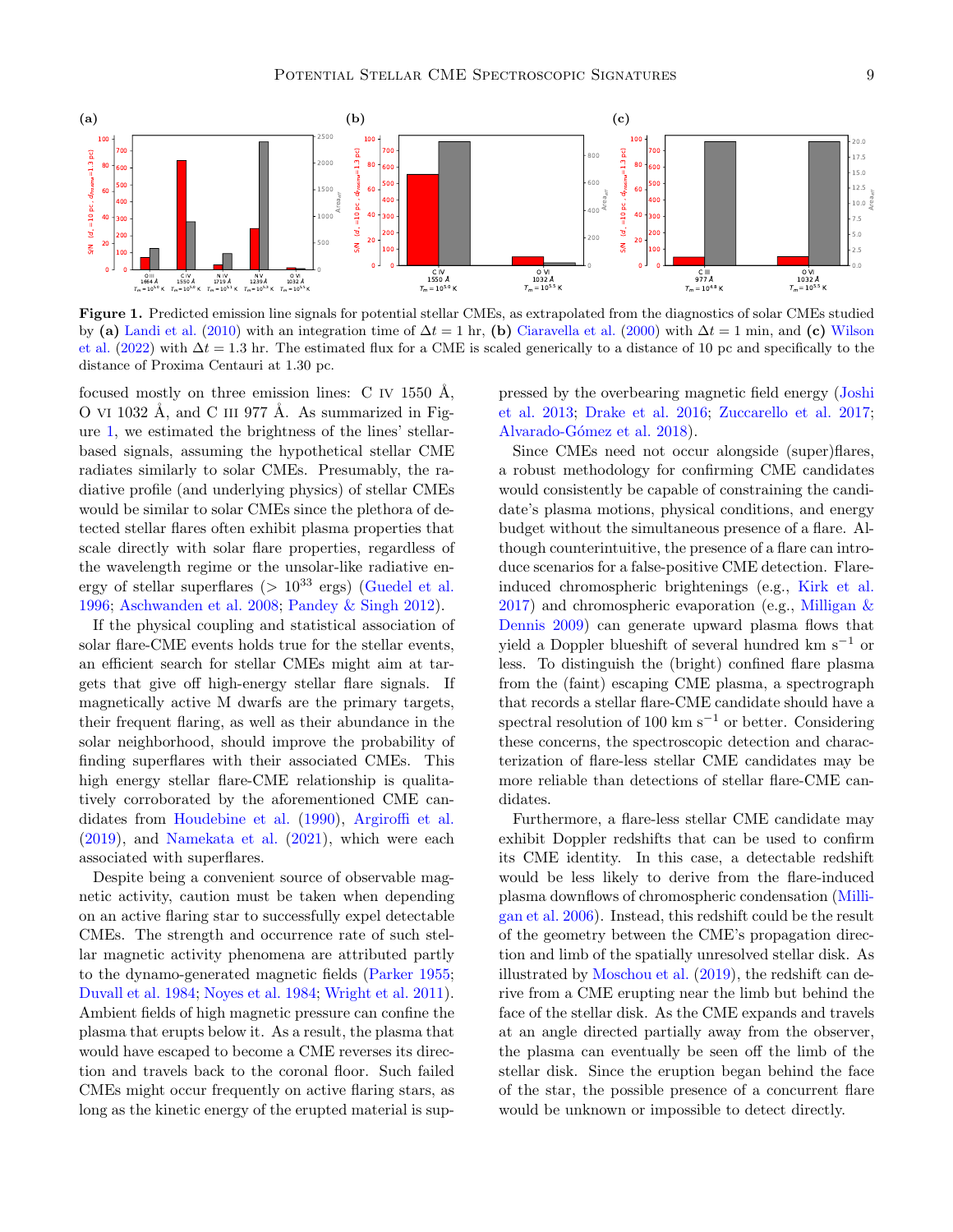**Figure 1.** Predicted emission line signals for potential stellar CMEs, as extrapolated from the diagnostics of solar CMEs studied by **(a)** Landi et al. (2010) with an integration time of $\Delta t = 1$ hr, **(b)** Ciaravella et al. (2000) with $\Delta t = 1$ min, and **(c)** Wilson et al. (2022) with $\Delta t = 1.3$ hr. The estimated flux for a CME is scaled generically to a distance of 10 pc and specifically to the distance of Proxima Centauri at 1.30 pc.

focused mostly on three emission lines: C IV 1550 Å, O VI 1032 Å, and C III 977 Å. As summarized in Figure 1, we estimated the brightness of the lines' stellar-based signals, assuming the hypothetical stellar CME radiates similarly to solar CMEs. Presumably, the radiative profile (and underlying physics) of stellar CMEs would be similar to solar CMEs since the plethora of detected stellar flares often exhibit plasma properties that scale directly with solar flare properties, regardless of the wavelength regime or the unsolar-like radiative energy of stellar superflares ($> 10^{33}$ ergs) (Guedel et al. 1996; Aschwanden et al. 2008; Pandey & Singh 2012).

If the physical coupling and statistical association of solar flare-CME events holds true for the stellar events, an efficient search for stellar CMEs might aim at targets that give off high-energy stellar flare signals. If magnetically active M dwarfs are the primary targets, their frequent flaring, as well as their abundance in the solar neighborhood, should improve the probability of finding superflares with their associated CMEs. This high energy stellar flare-CME relationship is qualitatively corroborated by the aforementioned CME candidates from Houdebine et al. (1990), Argiroffi et al. (2019), and Namekata et al. (2021), which were each associated with superflares.

Despite being a convenient source of observable magnetic activity, caution must be taken when depending on an active flaring star to successfully expel detectable CMEs. The strength and occurrence rate of such stellar magnetic activity phenomena are attributed partly to the dynamo-generated magnetic fields (Parker 1955; Duvall et al. 1984; Noyes et al. 1984; Wright et al. 2011). Ambient fields of high magnetic pressure can confine the plasma that erupts below it. As a result, the plasma that would have escaped to become a CME reverses its direction and travels back to the coronal floor. Such failed CMEs might occur frequently on active flaring stars, as long as the kinetic energy of the erupted material is suppressed by the overbearing magnetic field energy (Joshi et al. 2013; Drake et al. 2016; Zuccarello et al. 2017; Alvarado-Gómez et al. 2018).

Since CMEs need not occur alongside (super)flares, a robust methodology for confirming CME candidates would consistently be capable of constraining the candidate's plasma motions, physical conditions, and energy budget without the simultaneous presence of a flare. Although counterintuitive, the presence of a flare can introduce scenarios for a false-positive CME detection. Flare-induced chromospheric brightenings (e.g., Kirk et al. 2017) and chromospheric evaporation (e.g., Milligan & Dennis 2009) can generate upward plasma flows that yield a Doppler blueshift of several hundred km s$^{-1}$ or less. To distinguish the (bright) confined flare plasma from the (faint) escaping CME plasma, a spectrograph that records a stellar flare-CME candidate should have a spectral resolution of 100 km s$^{-1}$ or better. Considering these concerns, the spectroscopic detection and characterization of flare-less stellar CME candidates may be more reliable than detections of stellar flare-CME candidates.

Furthermore, a flare-less stellar CME candidate may exhibit Doppler redshifts that can be used to confirm its CME identity. In this case, a detectable redshift would be less likely to derive from the flare-induced plasma downflows of chromospheric condensation (Milligan et al. 2006). Instead, this redshift could be the result of the geometry between the CME's propagation direction and limb of the spatially unresolved stellar disk. As illustrated by Moschou et al. (2019), the redshift can derive from a CME erupting near the limb but behind the face of the stellar disk. As the CME expands and travels at an angle directed partially away from the observer, the plasma can eventually be seen off the limb of the stellar disk. Since the eruption began behind the face of the star, the possible presence of a concurrent flare would be unknown or impossible to detect directly.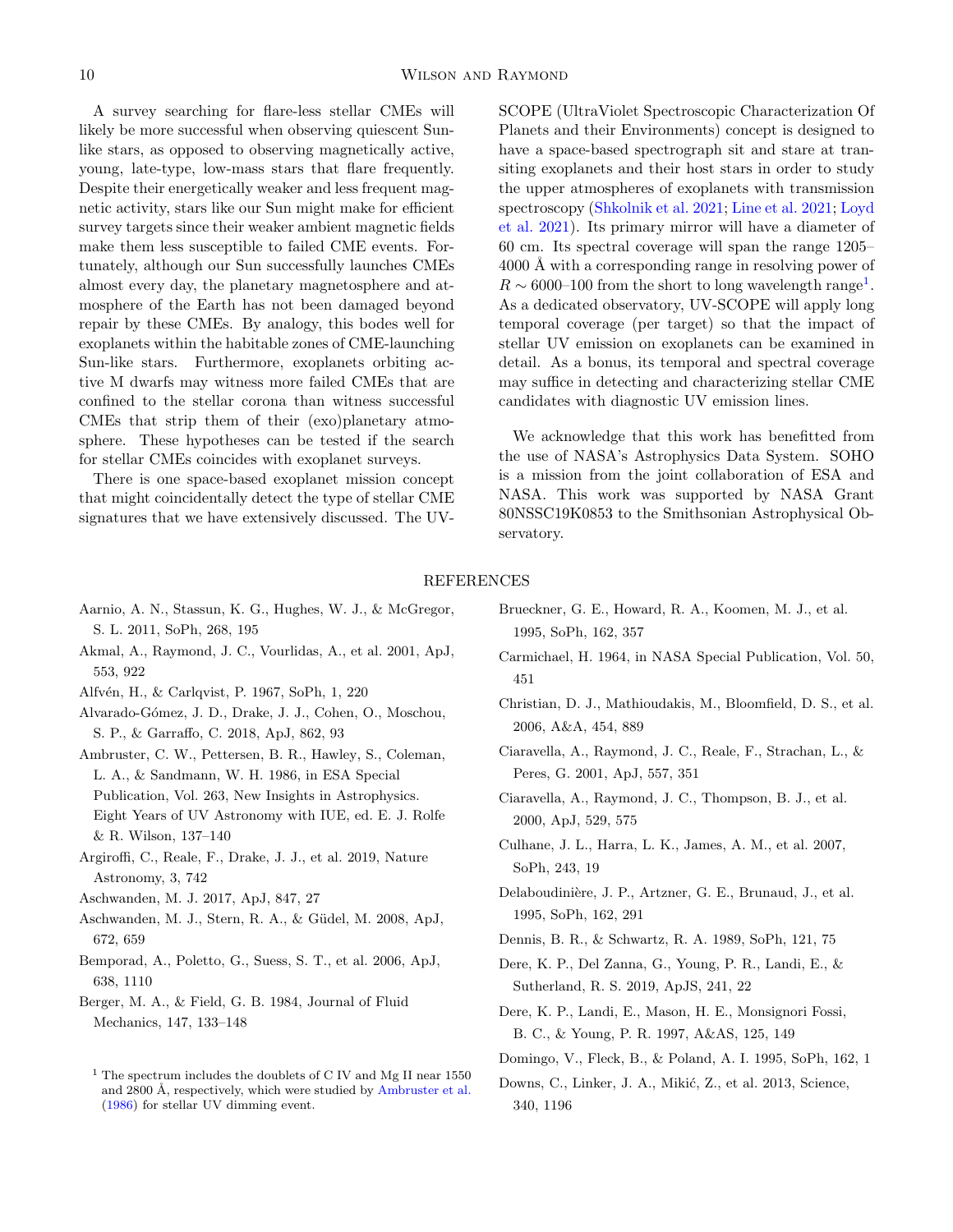A survey searching for flare-less stellar CMEs will likely be more successful when observing quiescent Sun-like stars, as opposed to observing magnetically active, young, late-type, low-mass stars that flare frequently. Despite their energetically weaker and less frequent magnetic activity, stars like our Sun might make for efficient survey targets since their weaker ambient magnetic fields make them less susceptible to failed CME events. Fortunately, although our Sun successfully launches CMEs almost every day, the planetary magnetosphere and atmosphere of the Earth has not been damaged beyond repair by these CMEs. By analogy, this bodes well for exoplanets within the habitable zones of CME-launching Sun-like stars. Furthermore, exoplanets orbiting active M dwarfs may witness more failed CMEs that are confined to the stellar corona than witness successful CMEs that strip them of their (exo)planetary atmosphere. These hypotheses can be tested if the search for stellar CMEs coincides with exoplanet surveys.

There is one space-based exoplanet mission concept that might coincidentally detect the type of stellar CME signatures that we have extensively discussed. The UV-SCOPE (UltraViolet Spectroscopic Characterization Of Planets and their Environments) concept is designed to have a space-based spectrograph sit and stare at transiting exoplanets and their host stars in order to study the upper atmospheres of exoplanets with transmission spectroscopy (Shkolnik et al. 2021; Line et al. 2021; Loyd et al. 2021). Its primary mirror will have a diameter of 60 cm. Its spectral coverage will span the range 1205–4000 Å with a corresponding range in resolving power of $R \sim 6000$–100 from the short to long wavelength range[1]. As a dedicated observatory, UV-SCOPE will apply long temporal coverage (per target) so that the impact of stellar UV emission on exoplanets can be examined in detail. As a bonus, its temporal and spectral coverage may suffice in detecting and characterizing stellar CME candidates with diagnostic UV emission lines.

We acknowledge that this work has benefitted from the use of NASA's Astrophysics Data System. SOHO is a mission from the joint collaboration of ESA and NASA. This work was supported by NASA Grant 80NSSC19K0853 to the Smithsonian Astrophysical Observatory.

[1] The spectrum includes the doublets of C IV and Mg II near 1550 and 2800 Å, respectively, which were studied by Ambruster et al. (1986) for stellar UV dimming event.

## REFERENCES

Aarnio, A. N., Stassun, K. G., Hughes, W. J., & McGregor, S. L. 2011, SoPh, 268, 195

Akmal, A., Raymond, J. C., Vourlidas, A., et al. 2001, ApJ, 553, 922

Alfvén, H., & Carlqvist, P. 1967, SoPh, 1, 220

Alvarado-Gómez, J. D., Drake, J. J., Cohen, O., Moschou, S. P., & Garraffo, C. 2018, ApJ, 862, 93

Ambruster, C. W., Pettersen, B. R., Hawley, S., Coleman, L. A., & Sandmann, W. H. 1986, in ESA Special Publication, Vol. 263, New Insights in Astrophysics. Eight Years of UV Astronomy with IUE, ed. E. J. Rolfe & R. Wilson, 137–140

Argiroffi, C., Reale, F., Drake, J. J., et al. 2019, Nature Astronomy, 3, 742

Aschwanden, M. J. 2017, ApJ, 847, 27

Aschwanden, M. J., Stern, R. A., & Güdel, M. 2008, ApJ, 672, 659

Bemporad, A., Poletto, G., Suess, S. T., et al. 2006, ApJ, 638, 1110

Berger, M. A., & Field, G. B. 1984, Journal of Fluid Mechanics, 147, 133–148

Brueckner, G. E., Howard, R. A., Koomen, M. J., et al. 1995, SoPh, 162, 357

Carmichael, H. 1964, in NASA Special Publication, Vol. 50, 451

Christian, D. J., Mathioudakis, M., Bloomfield, D. S., et al. 2006, A&A, 454, 889

Ciaravella, A., Raymond, J. C., Reale, F., Strachan, L., & Peres, G. 2001, ApJ, 557, 351

Ciaravella, A., Raymond, J. C., Thompson, B. J., et al. 2000, ApJ, 529, 575

Culhane, J. L., Harra, L. K., James, A. M., et al. 2007, SoPh, 243, 19

Delaboudinière, J. P., Artzner, G. E., Brunaud, J., et al. 1995, SoPh, 162, 291

Dennis, B. R., & Schwartz, R. A. 1989, SoPh, 121, 75

Dere, K. P., Del Zanna, G., Young, P. R., Landi, E., & Sutherland, R. S. 2019, ApJS, 241, 22

Dere, K. P., Landi, E., Mason, H. E., Monsignori Fossi, B. C., & Young, P. R. 1997, A&AS, 125, 149

Domingo, V., Fleck, B., & Poland, A. I. 1995, SoPh, 162, 1

Downs, C., Linker, J. A., Mikić, Z., et al. 2013, Science, 340, 1196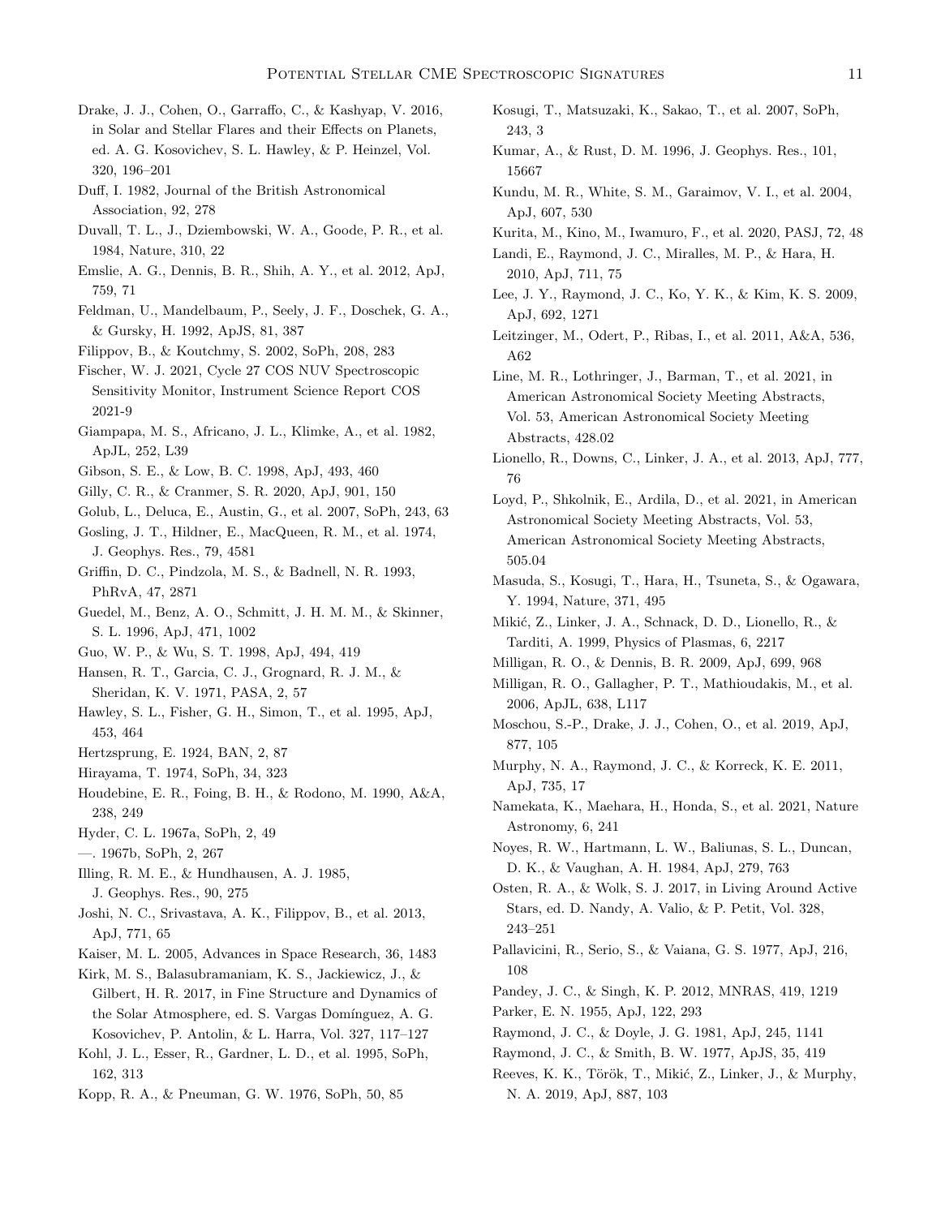Drake, J. J., Cohen, O., Garraffo, C., & Kashyap, V. 2016, in Solar and Stellar Flares and their Effects on Planets, ed. A. G. Kosovichev, S. L. Hawley, & P. Heinzel, Vol. 320, 196–201

Duff, I. 1982, Journal of the British Astronomical Association, 92, 278

Duvall, T. L., J., Dziembowski, W. A., Goode, P. R., et al. 1984, Nature, 310, 22

Emslie, A. G., Dennis, B. R., Shih, A. Y., et al. 2012, ApJ, 759, 71

Feldman, U., Mandelbaum, P., Seely, J. F., Doschek, G. A., & Gursky, H. 1992, ApJS, 81, 387

Filippov, B., & Koutchmy, S. 2002, SoPh, 208, 283

Fischer, W. J. 2021, Cycle 27 COS NUV Spectroscopic Sensitivity Monitor, Instrument Science Report COS 2021-9

Giampapa, M. S., Africano, J. L., Klimke, A., et al. 1982, ApJL, 252, L39

Gibson, S. E., & Low, B. C. 1998, ApJ, 493, 460

Gilly, C. R., & Cranmer, S. R. 2020, ApJ, 901, 150

Golub, L., Deluca, E., Austin, G., et al. 2007, SoPh, 243, 63

Gosling, J. T., Hildner, E., MacQueen, R. M., et al. 1974, J. Geophys. Res., 79, 4581

Griffin, D. C., Pindzola, M. S., & Badnell, N. R. 1993, PhRvA, 47, 2871

Guedel, M., Benz, A. O., Schmitt, J. H. M. M., & Skinner, S. L. 1996, ApJ, 471, 1002

Guo, W. P., & Wu, S. T. 1998, ApJ, 494, 419

Hansen, R. T., Garcia, C. J., Grognard, R. J. M., & Sheridan, K. V. 1971, PASA, 2, 57

Hawley, S. L., Fisher, G. H., Simon, T., et al. 1995, ApJ, 453, 464

Hertzsprung, E. 1924, BAN, 2, 87

Hirayama, T. 1974, SoPh, 34, 323

Houdebine, E. R., Foing, B. H., & Rodono, M. 1990, A&A, 238, 249

Hyder, C. L. 1967a, SoPh, 2, 49

—. 1967b, SoPh, 2, 267

Illing, R. M. E., & Hundhausen, A. J. 1985, J. Geophys. Res., 90, 275

Joshi, N. C., Srivastava, A. K., Filippov, B., et al. 2013, ApJ, 771, 65

Kaiser, M. L. 2005, Advances in Space Research, 36, 1483

Kirk, M. S., Balasubramaniam, K. S., Jackiewicz, J., & Gilbert, H. R. 2017, in Fine Structure and Dynamics of the Solar Atmosphere, ed. S. Vargas Domínguez, A. G. Kosovichev, P. Antolin, & L. Harra, Vol. 327, 117–127

Kohl, J. L., Esser, R., Gardner, L. D., et al. 1995, SoPh, 162, 313

Kopp, R. A., & Pneuman, G. W. 1976, SoPh, 50, 85

Kosugi, T., Matsuzaki, K., Sakao, T., et al. 2007, SoPh, 243, 3

Kumar, A., & Rust, D. M. 1996, J. Geophys. Res., 101, 15667

Kundu, M. R., White, S. M., Garaimov, V. I., et al. 2004, ApJ, 607, 530

Kurita, M., Kino, M., Iwamuro, F., et al. 2020, PASJ, 72, 48

Landi, E., Raymond, J. C., Miralles, M. P., & Hara, H. 2010, ApJ, 711, 75

Lee, J. Y., Raymond, J. C., Ko, Y. K., & Kim, K. S. 2009, ApJ, 692, 1271

Leitzinger, M., Odert, P., Ribas, I., et al. 2011, A&A, 536, A62

Line, M. R., Lothringer, J., Barman, T., et al. 2021, in American Astronomical Society Meeting Abstracts, Vol. 53, American Astronomical Society Meeting Abstracts, 428.02

Lionello, R., Downs, C., Linker, J. A., et al. 2013, ApJ, 777, 76

Loyd, P., Shkolnik, E., Ardila, D., et al. 2021, in American Astronomical Society Meeting Abstracts, Vol. 53, American Astronomical Society Meeting Abstracts, 505.04

Masuda, S., Kosugi, T., Hara, H., Tsuneta, S., & Ogawara, Y. 1994, Nature, 371, 495

Mikić, Z., Linker, J. A., Schnack, D. D., Lionello, R., & Tarditi, A. 1999, Physics of Plasmas, 6, 2217

Milligan, R. O., & Dennis, B. R. 2009, ApJ, 699, 968

Milligan, R. O., Gallagher, P. T., Mathioudakis, M., et al. 2006, ApJL, 638, L117

Moschou, S.-P., Drake, J. J., Cohen, O., et al. 2019, ApJ, 877, 105

Murphy, N. A., Raymond, J. C., & Korreck, K. E. 2011, ApJ, 735, 17

Namekata, K., Maehara, H., Honda, S., et al. 2021, Nature Astronomy, 6, 241

Noyes, R. W., Hartmann, L. W., Baliunas, S. L., Duncan, D. K., & Vaughan, A. H. 1984, ApJ, 279, 763

Osten, R. A., & Wolk, S. J. 2017, in Living Around Active Stars, ed. D. Nandy, A. Valio, & P. Petit, Vol. 328, 243–251

Pallavicini, R., Serio, S., & Vaiana, G. S. 1977, ApJ, 216, 108

Pandey, J. C., & Singh, K. P. 2012, MNRAS, 419, 1219

Parker, E. N. 1955, ApJ, 122, 293

Raymond, J. C., & Doyle, J. G. 1981, ApJ, 245, 1141

Raymond, J. C., & Smith, B. W. 1977, ApJS, 35, 419

Reeves, K. K., Török, T., Mikić, Z., Linker, J., & Murphy, N. A. 2019, ApJ, 887, 103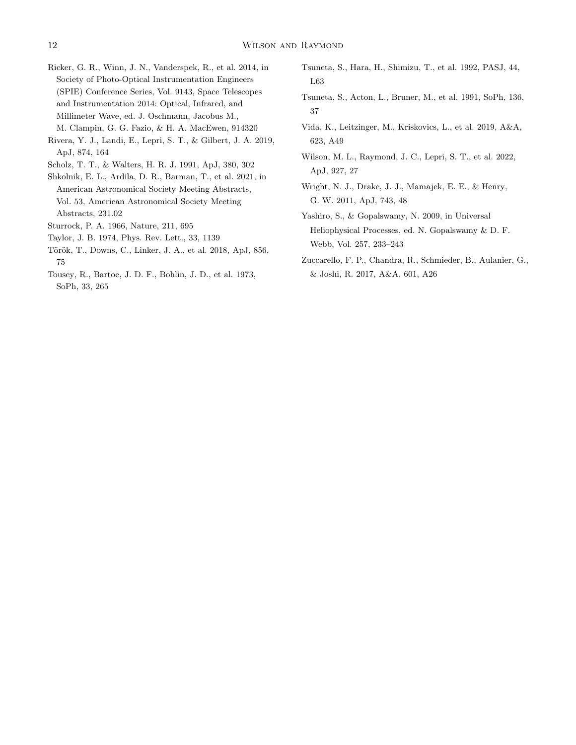Ricker, G. R., Winn, J. N., Vanderspek, R., et al. 2014, in Society of Photo-Optical Instrumentation Engineers (SPIE) Conference Series, Vol. 9143, Space Telescopes and Instrumentation 2014: Optical, Infrared, and Millimeter Wave, ed. J. Oschmann, Jacobus M., M. Clampin, G. G. Fazio, & H. A. MacEwen, 914320

Rivera, Y. J., Landi, E., Lepri, S. T., & Gilbert, J. A. 2019, ApJ, 874, 164

Scholz, T. T., & Walters, H. R. J. 1991, ApJ, 380, 302

Shkolnik, E. L., Ardila, D. R., Barman, T., et al. 2021, in American Astronomical Society Meeting Abstracts, Vol. 53, American Astronomical Society Meeting Abstracts, 231.02

Sturrock, P. A. 1966, Nature, 211, 695

Taylor, J. B. 1974, Phys. Rev. Lett., 33, 1139

Török, T., Downs, C., Linker, J. A., et al. 2018, ApJ, 856, 75

Tousey, R., Bartoe, J. D. F., Bohlin, J. D., et al. 1973, SoPh, 33, 265

Tsuneta, S., Hara, H., Shimizu, T., et al. 1992, PASJ, 44, L63

Tsuneta, S., Acton, L., Bruner, M., et al. 1991, SoPh, 136, 37

Vida, K., Leitzinger, M., Kriskovics, L., et al. 2019, A&A, 623, A49

Wilson, M. L., Raymond, J. C., Lepri, S. T., et al. 2022, ApJ, 927, 27

Wright, N. J., Drake, J. J., Mamajek, E. E., & Henry, G. W. 2011, ApJ, 743, 48

Yashiro, S., & Gopalswamy, N. 2009, in Universal Heliophysical Processes, ed. N. Gopalswamy & D. F. Webb, Vol. 257, 233–243

Zuccarello, F. P., Chandra, R., Schmieder, B., Aulanier, G., & Joshi, R. 2017, A&A, 601, A26